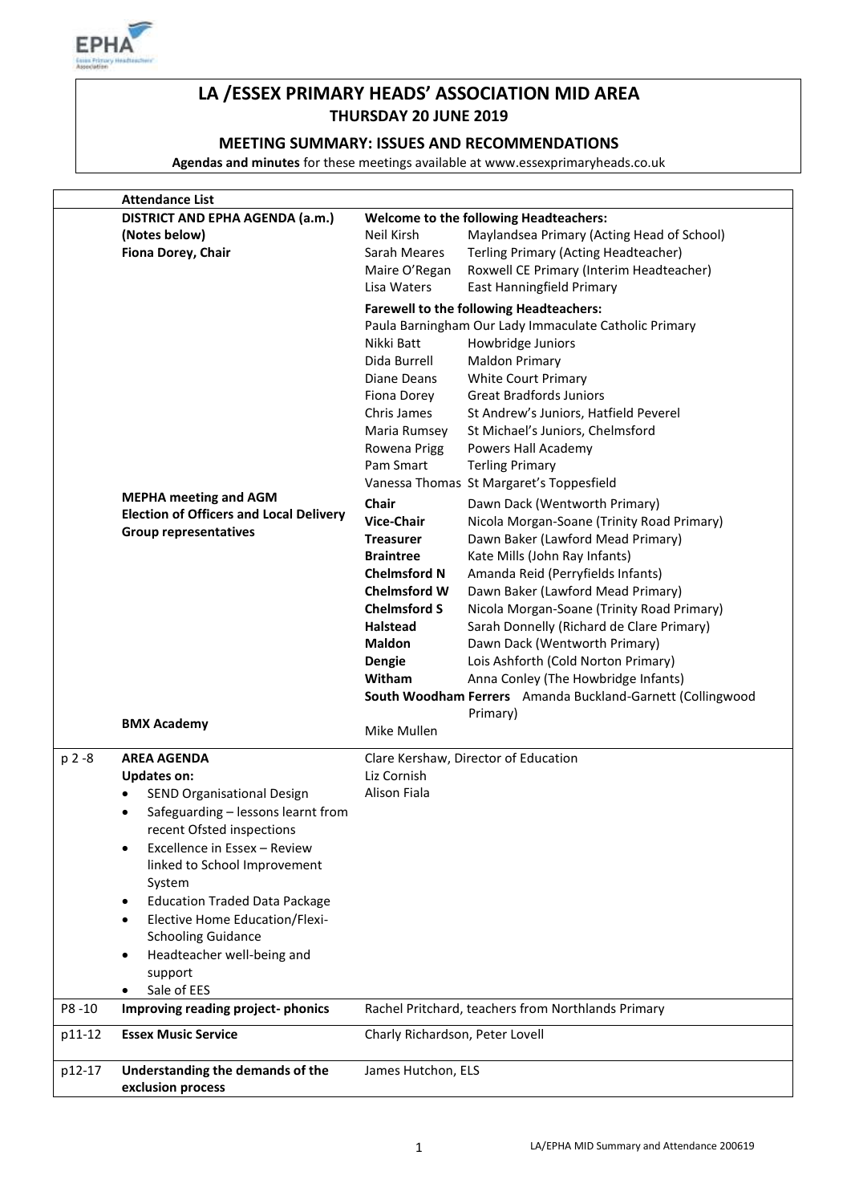# LA /ESSEX PRIMARY HEADS' ASSOCIATION MID AREA

## THURSDAY 20 JUNE 2019

### MEETING SUMMARY: ISSUES AND RECOMMENDATIONS

**Agendas and minutes** for these meetings available at www.essexprimaryheads.co.uk

| | **Attendance List** | | |
|---|---|---|---|
| | **DISTRICT AND EPHA AGENDA (a.m.)** **(Notes below)** **Fiona Dorey, Chair** | **Welcome to the following Headteachers:** | |
| | | Neil Kirsh | Maylandsea Primary (Acting Head of School) |
| | | Sarah Meares | Terling Primary (Acting Headteacher) |
| | | Maire O'Regan | Roxwell CE Primary (Interim Headteacher) |
| | | Lisa Waters | East Hanningfield Primary |
| | | **Farewell to the following Headteachers:** | |
| | | Paula Barningham | Our Lady Immaculate Catholic Primary |
| | | Nikki Batt | Howbridge Juniors |
| | | Dida Burrell | Maldon Primary |
| | | Diane Deans | White Court Primary |
| | | Fiona Dorey | Great Bradfords Juniors |
| | | Chris James | St Andrew's Juniors, Hatfield Peverel |
| | | Maria Rumsey | St Michael's Juniors, Chelmsford |
| | | Rowena Prigg | Powers Hall Academy |
| | | Pam Smart | Terling Primary |
| | | Vanessa Thomas | St Margaret's Toppesfield |
| | **MEPHA meeting and AGM** **Election of Officers and Local Delivery Group representatives** | **Chair** | Dawn Dack (Wentworth Primary) |
| | | **Vice-Chair** | Nicola Morgan-Soane (Trinity Road Primary) |
| | | **Treasurer** | Dawn Baker (Lawford Mead Primary) |
| | | **Braintree** | Kate Mills (John Ray Infants) |
| | | **Chelmsford N** | Amanda Reid (Perryfields Infants) |
| | | **Chelmsford W** | Dawn Baker (Lawford Mead Primary) |
| | | **Chelmsford S** | Nicola Morgan-Soane (Trinity Road Primary) |
| | | **Halstead** | Sarah Donnelly (Richard de Clare Primary) |
| | | **Maldon** | Dawn Dack (Wentworth Primary) |
| | | **Dengie** | Lois Ashforth (Cold Norton Primary) |
| | | **Witham** | Anna Conley (The Howbridge Infants) |
| | | **South Woodham Ferrers** | Amanda Buckland-Garnett (Collingwood Primary) |
| | **BMX Academy** | Mike Mullen | |
| p 2 -8 | **AREA AGENDA** **Updates on:** <br>• SEND Organisational Design <br>• Safeguarding – lessons learnt from recent Ofsted inspections <br>• Excellence in Essex – Review linked to School Improvement System <br>• Education Traded Data Package <br>• Elective Home Education/Flexi-Schooling Guidance <br>• Headteacher well-being and support <br>• Sale of EES | Clare Kershaw, Director of Education <br>Liz Cornish <br>Alison Fiala | |
| P8 -10 | **Improving reading project- phonics** | Rachel Pritchard, teachers from Northlands Primary | |
| p11-12 | **Essex Music Service** | Charly Richardson, Peter Lovell | |
| p12-17 | **Understanding the demands of the exclusion process** | James Hutchon, ELS | |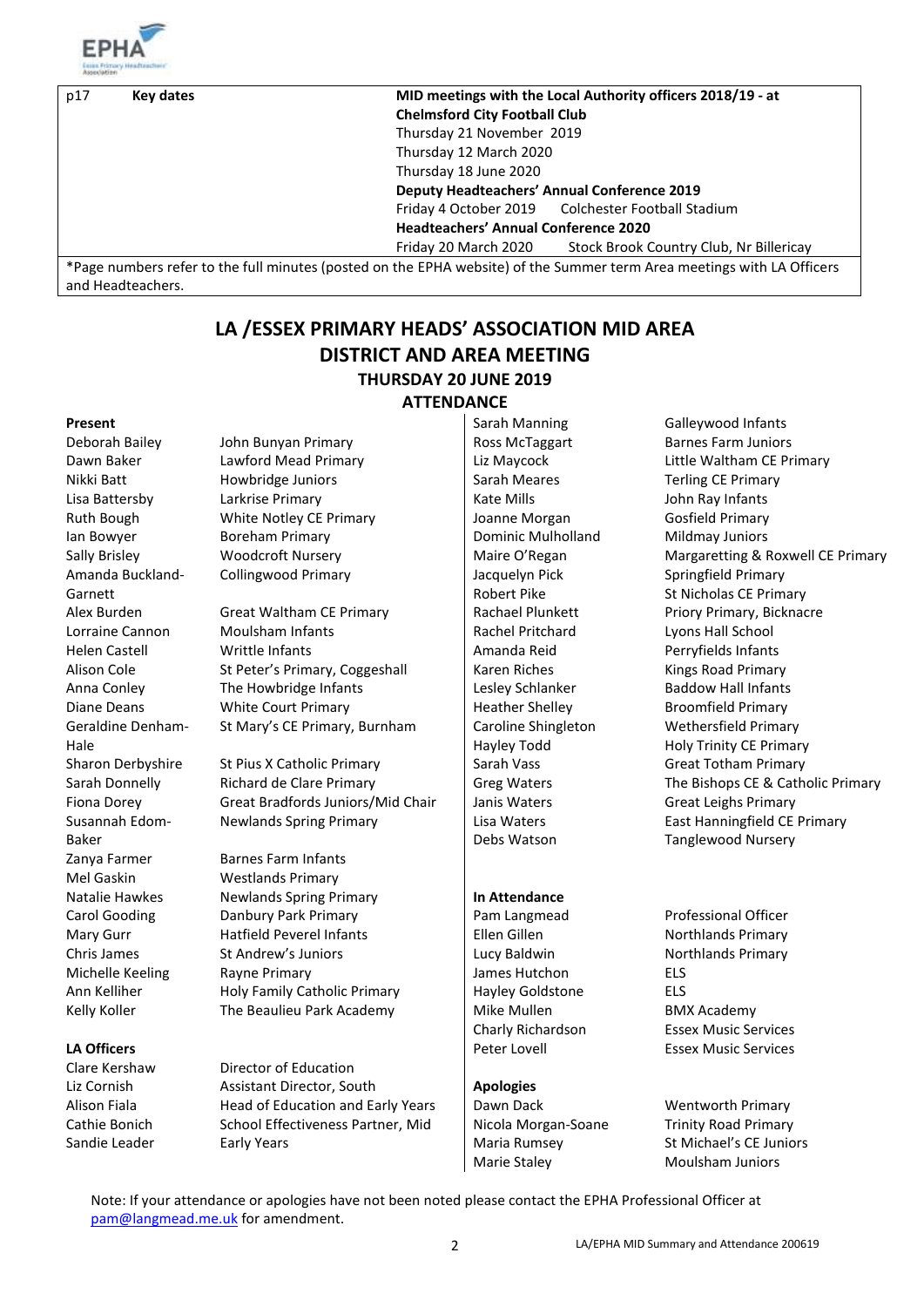| p17 | Key dates | **MID meetings with the Local Authority officers 2018/19 - at Chelmsford City Football Club**<br>Thursday 21 November 2019<br>Thursday 12 March 2020<br>Thursday 18 June 2020<br>**Deputy Headteachers' Annual Conference 2019**<br>Friday 4 October 2019 Colchester Football Stadium<br>**Headteachers' Annual Conference 2020**<br>Friday 20 March 2020 Stock Brook Country Club, Nr Billericay |
|---|---|---|

*Page numbers refer to the full minutes (posted on the EPHA website) of the Summer term Area meetings with LA Officers and Headteachers.

# LA /ESSEX PRIMARY HEADS' ASSOCIATION MID AREA DISTRICT AND AREA MEETING

## THURSDAY 20 JUNE 2019

## ATTENDANCE

**Present**

| | |
|---|---|
| Deborah Bailey | John Bunyan Primary |
| Dawn Baker | Lawford Mead Primary |
| Nikki Batt | Howbridge Juniors |
| Lisa Battersby | Larkrise Primary |
| Ruth Bough | White Notley CE Primary |
| Ian Bowyer | Boreham Primary |
| Sally Brisley | Woodcroft Nursery |
| Amanda Buckland-Garnett | Collingwood Primary |
| Alex Burden | Great Waltham CE Primary |
| Lorraine Cannon | Moulsham Infants |
| Helen Castell | Writtle Infants |
| Alison Cole | St Peter's Primary, Coggeshall |
| Anna Conley | The Howbridge Infants |
| Diane Deans | White Court Primary |
| Geraldine Denham-Hale | St Mary's CE Primary, Burnham |
| Sharon Derbyshire | St Pius X Catholic Primary |
| Sarah Donnelly | Richard de Clare Primary |
| Fiona Dorey | Great Bradfords Juniors/Mid Chair |
| Susannah Edom-Baker | Newlands Spring Primary |
| Zanya Farmer | Barnes Farm Infants |
| Mel Gaskin | Westlands Primary |
| Natalie Hawkes | Newlands Spring Primary |
| Carol Gooding | Danbury Park Primary |
| Mary Gurr | Hatfield Peverel Infants |
| Chris James | St Andrew's Juniors |
| Michelle Keeling | Rayne Primary |
| Ann Kelliher | Holy Family Catholic Primary |
| Kelly Koller | The Beaulieu Park Academy |
| Sarah Manning | Galleywood Infants |
| Ross McTaggart | Barnes Farm Juniors |
| Liz Maycock | Little Waltham CE Primary |
| Sarah Meares | Terling CE Primary |
| Kate Mills | John Ray Infants |
| Joanne Morgan | Gosfield Primary |
| Dominic Mulholland | Mildmay Juniors |
| Maire O'Regan | Margaretting & Roxwell CE Primary |
| Jacquelyn Pick | Springfield Primary |
| Robert Pike | St Nicholas CE Primary |
| Rachael Plunkett | Priory Primary, Bicknacre |
| Rachel Pritchard | Lyons Hall School |
| Amanda Reid | Perryfields Infants |
| Karen Riches | Kings Road Primary |
| Lesley Schlanker | Baddow Hall Infants |
| Heather Shelley | Broomfield Primary |
| Caroline Shingleton | Wethersfield Primary |
| Hayley Todd | Holy Trinity CE Primary |
| Sarah Vass | Great Totham Primary |
| Greg Waters | The Bishops CE & Catholic Primary |
| Janis Waters | Great Leighs Primary |
| Lisa Waters | East Hanningfield CE Primary |
| Debs Watson | Tanglewood Nursery |

**LA Officers**

| | |
|---|---|
| Clare Kershaw | Director of Education |
| Liz Cornish | Assistant Director, South |
| Alison Fiala | Head of Education and Early Years |
| Cathie Bonich | School Effectiveness Partner, Mid |
| Sandie Leader | Early Years |

**In Attendance**

| | |
|---|---|
| Pam Langmead | Professional Officer |
| Ellen Gillen | Northlands Primary |
| Lucy Baldwin | Northlands Primary |
| James Hutchon | ELS |
| Hayley Goldstone | ELS |
| Mike Mullen | BMX Academy |
| Charly Richardson | Essex Music Services |
| Peter Lovell | Essex Music Services |

**Apologies**

| | |
|---|---|
| Dawn Dack | Wentworth Primary |
| Nicola Morgan-Soane | Trinity Road Primary |
| Maria Rumsey | St Michael's CE Juniors |
| Marie Staley | Moulsham Juniors |

Note: If your attendance or apologies have not been noted please contact the EPHA Professional Officer at pam@langmead.me.uk for amendment.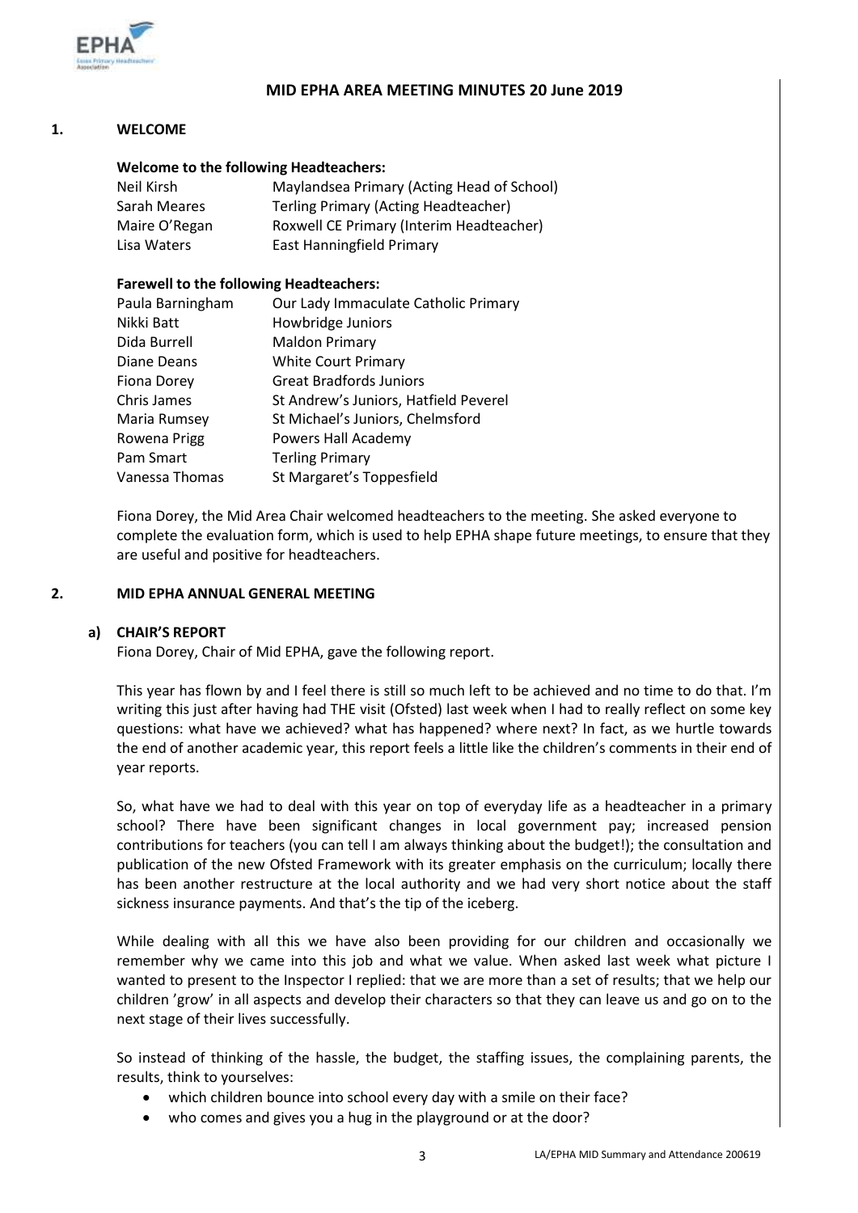## MID EPHA AREA MEETING MINUTES 20 June 2019

### 1. WELCOME

**Welcome to the following Headteachers:**

| | |
|---|---|
| Neil Kirsh | Maylandsea Primary (Acting Head of School) |
| Sarah Meares | Terling Primary (Acting Headteacher) |
| Maire O'Regan | Roxwell CE Primary (Interim Headteacher) |
| Lisa Waters | East Hanningfield Primary |

**Farewell to the following Headteachers:**

| | |
|---|---|
| Paula Barningham | Our Lady Immaculate Catholic Primary |
| Nikki Batt | Howbridge Juniors |
| Dida Burrell | Maldon Primary |
| Diane Deans | White Court Primary |
| Fiona Dorey | Great Bradfords Juniors |
| Chris James | St Andrew's Juniors, Hatfield Peverel |
| Maria Rumsey | St Michael's Juniors, Chelmsford |
| Rowena Prigg | Powers Hall Academy |
| Pam Smart | Terling Primary |
| Vanessa Thomas | St Margaret's Toppesfield |

Fiona Dorey, the Mid Area Chair welcomed headteachers to the meeting. She asked everyone to complete the evaluation form, which is used to help EPHA shape future meetings, to ensure that they are useful and positive for headteachers.

### 2. MID EPHA ANNUAL GENERAL MEETING

#### a) CHAIR'S REPORT

Fiona Dorey, Chair of Mid EPHA, gave the following report.

This year has flown by and I feel there is still so much left to be achieved and no time to do that. I'm writing this just after having had THE visit (Ofsted) last week when I had to really reflect on some key questions: what have we achieved? what has happened? where next? In fact, as we hurtle towards the end of another academic year, this report feels a little like the children's comments in their end of year reports.

So, what have we had to deal with this year on top of everyday life as a headteacher in a primary school? There have been significant changes in local government pay; increased pension contributions for teachers (you can tell I am always thinking about the budget!); the consultation and publication of the new Ofsted Framework with its greater emphasis on the curriculum; locally there has been another restructure at the local authority and we had very short notice about the staff sickness insurance payments. And that's the tip of the iceberg.

While dealing with all this we have also been providing for our children and occasionally we remember why we came into this job and what we value. When asked last week what picture I wanted to present to the Inspector I replied: that we are more than a set of results; that we help our children 'grow' in all aspects and develop their characters so that they can leave us and go on to the next stage of their lives successfully.

So instead of thinking of the hassle, the budget, the staffing issues, the complaining parents, the results, think to yourselves:

- which children bounce into school every day with a smile on their face?
- who comes and gives you a hug in the playground or at the door?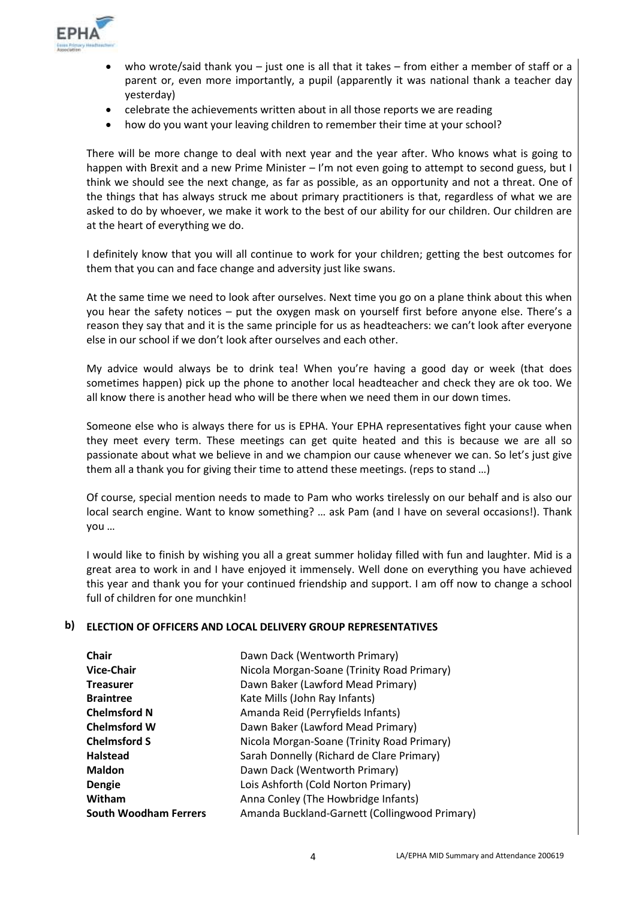- who wrote/said thank you – just one is all that it takes – from either a member of staff or a parent or, even more importantly, a pupil (apparently it was national thank a teacher day yesterday)
- celebrate the achievements written about in all those reports we are reading
- how do you want your leaving children to remember their time at your school?

There will be more change to deal with next year and the year after. Who knows what is going to happen with Brexit and a new Prime Minister – I'm not even going to attempt to second guess, but I think we should see the next change, as far as possible, as an opportunity and not a threat. One of the things that has always struck me about primary practitioners is that, regardless of what we are asked to do by whoever, we make it work to the best of our ability for our children. Our children are at the heart of everything we do.

I definitely know that you will all continue to work for your children; getting the best outcomes for them that you can and face change and adversity just like swans.

At the same time we need to look after ourselves. Next time you go on a plane think about this when you hear the safety notices – put the oxygen mask on yourself first before anyone else. There's a reason they say that and it is the same principle for us as headteachers: we can't look after everyone else in our school if we don't look after ourselves and each other.

My advice would always be to drink tea! When you're having a good day or week (that does sometimes happen) pick up the phone to another local headteacher and check they are ok too. We all know there is another head who will be there when we need them in our down times.

Someone else who is always there for us is EPHA. Your EPHA representatives fight your cause when they meet every term. These meetings can get quite heated and this is because we are all so passionate about what we believe in and we champion our cause whenever we can. So let's just give them all a thank you for giving their time to attend these meetings. (reps to stand …)

Of course, special mention needs to made to Pam who works tirelessly on our behalf and is also our local search engine. Want to know something? … ask Pam (and I have on several occasions!). Thank you …

I would like to finish by wishing you all a great summer holiday filled with fun and laughter. Mid is a great area to work in and I have enjoyed it immensely. Well done on everything you have achieved this year and thank you for your continued friendship and support. I am off now to change a school full of children for one munchkin!

**b) ELECTION OF OFFICERS AND LOCAL DELIVERY GROUP REPRESENTATIVES**

| | |
|---|---|
| **Chair** | Dawn Dack (Wentworth Primary) |
| **Vice-Chair** | Nicola Morgan-Soane (Trinity Road Primary) |
| **Treasurer** | Dawn Baker (Lawford Mead Primary) |
| **Braintree** | Kate Mills (John Ray Infants) |
| **Chelmsford N** | Amanda Reid (Perryfields Infants) |
| **Chelmsford W** | Dawn Baker (Lawford Mead Primary) |
| **Chelmsford S** | Nicola Morgan-Soane (Trinity Road Primary) |
| **Halstead** | Sarah Donnelly (Richard de Clare Primary) |
| **Maldon** | Dawn Dack (Wentworth Primary) |
| **Dengie** | Lois Ashforth (Cold Norton Primary) |
| **Witham** | Anna Conley (The Howbridge Infants) |
| **South Woodham Ferrers** | Amanda Buckland-Garnett (Collingwood Primary) |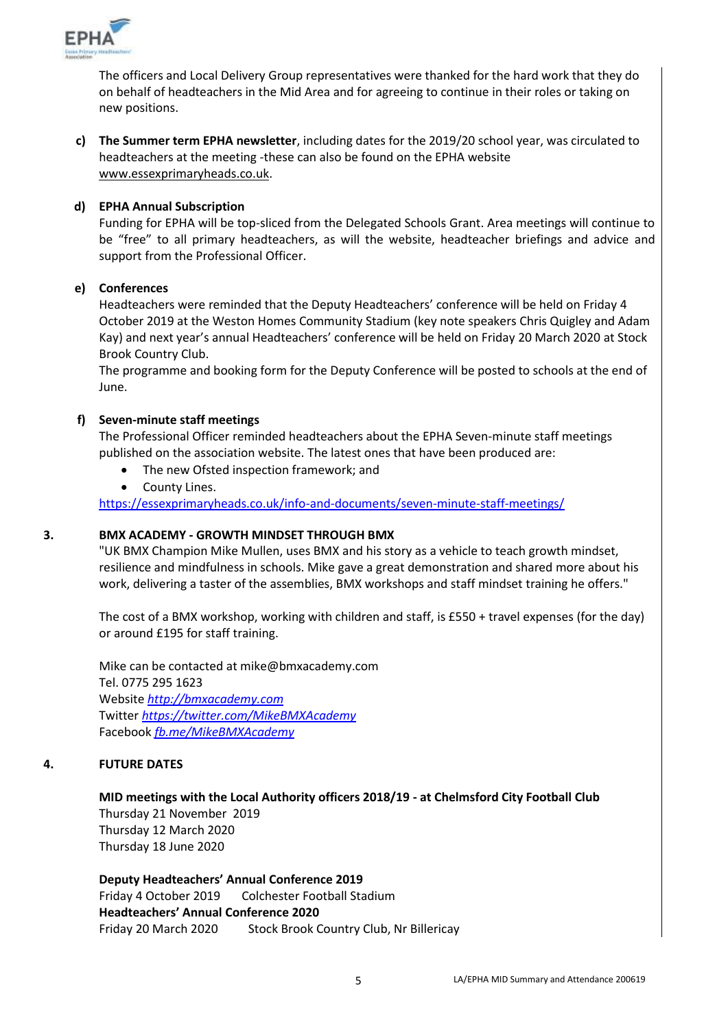The officers and Local Delivery Group representatives were thanked for the hard work that they do on behalf of headteachers in the Mid Area and for agreeing to continue in their roles or taking on new positions.

c) **The Summer term EPHA newsletter**, including dates for the 2019/20 school year, was circulated to headteachers at the meeting -these can also be found on the EPHA website www.essexprimaryheads.co.uk.

d) **EPHA Annual Subscription**

Funding for EPHA will be top-sliced from the Delegated Schools Grant. Area meetings will continue to be "free" to all primary headteachers, as will the website, headteacher briefings and advice and support from the Professional Officer.

e) **Conferences**

Headteachers were reminded that the Deputy Headteachers' conference will be held on Friday 4 October 2019 at the Weston Homes Community Stadium (key note speakers Chris Quigley and Adam Kay) and next year's annual Headteachers' conference will be held on Friday 20 March 2020 at Stock Brook Country Club.

The programme and booking form for the Deputy Conference will be posted to schools at the end of June.

f) **Seven-minute staff meetings**

The Professional Officer reminded headteachers about the EPHA Seven-minute staff meetings published on the association website. The latest ones that have been produced are:

- The new Ofsted inspection framework; and
- County Lines.

https://essexprimaryheads.co.uk/info-and-documents/seven-minute-staff-meetings/

## 3. BMX ACADEMY - GROWTH MINDSET THROUGH BMX

"UK BMX Champion Mike Mullen, uses BMX and his story as a vehicle to teach growth mindset, resilience and mindfulness in schools. Mike gave a great demonstration and shared more about his work, delivering a taster of the assemblies, BMX workshops and staff mindset training he offers."

The cost of a BMX workshop, working with children and staff, is £550 + travel expenses (for the day) or around £195 for staff training.

Mike can be contacted at mike@bmxacademy.com
Tel. 0775 295 1623
Website *http://bmxacademy.com*
Twitter *https://twitter.com/MikeBMXAcademy*
Facebook *fb.me/MikeBMXAcademy*

## 4. FUTURE DATES

**MID meetings with the Local Authority officers 2018/19 - at Chelmsford City Football Club**
Thursday 21 November 2019
Thursday 12 March 2020
Thursday 18 June 2020

**Deputy Headteachers' Annual Conference 2019**
Friday 4 October 2019 Colchester Football Stadium
**Headteachers' Annual Conference 2020**
Friday 20 March 2020 Stock Brook Country Club, Nr Billericay